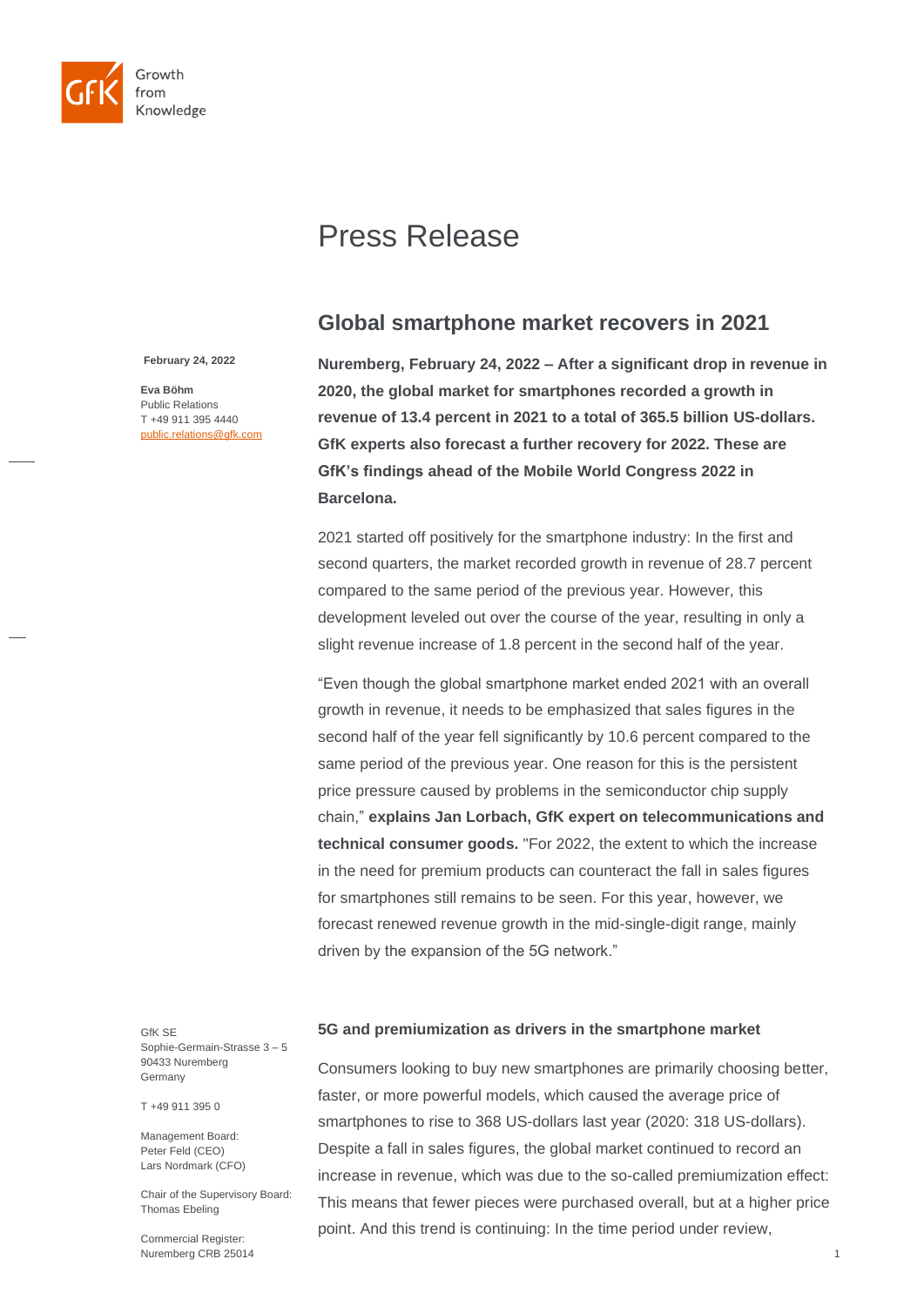Growth from Knowledge

# Press Release

February 24, 2022

**Eva Böhm**
Public Relations
T +49 911 395 4440
public.relations@gfk.com

## Global smartphone market recovers in 2021

**Nuremberg, February 24, 2022 – After a significant drop in revenue in 2020, the global market for smartphones recorded a growth in revenue of 13.4 percent in 2021 to a total of 365.5 billion US-dollars. GfK experts also forecast a further recovery for 2022. These are GfK's findings ahead of the Mobile World Congress 2022 in Barcelona.**

2021 started off positively for the smartphone industry: In the first and second quarters, the market recorded growth in revenue of 28.7 percent compared to the same period of the previous year. However, this development leveled out over the course of the year, resulting in only a slight revenue increase of 1.8 percent in the second half of the year.

"Even though the global smartphone market ended 2021 with an overall growth in revenue, it needs to be emphasized that sales figures in the second half of the year fell significantly by 10.6 percent compared to the same period of the previous year. One reason for this is the persistent price pressure caused by problems in the semiconductor chip supply chain," **explains Jan Lorbach, GfK expert on telecommunications and technical consumer goods.** "For 2022, the extent to which the increase in the need for premium products can counteract the fall in sales figures for smartphones still remains to be seen. For this year, however, we forecast renewed revenue growth in the mid-single-digit range, mainly driven by the expansion of the 5G network."

### 5G and premiumization as drivers in the smartphone market

Consumers looking to buy new smartphones are primarily choosing better, faster, or more powerful models, which caused the average price of smartphones to rise to 368 US-dollars last year (2020: 318 US-dollars). Despite a fall in sales figures, the global market continued to record an increase in revenue, which was due to the so-called premiumization effect: This means that fewer pieces were purchased overall, but at a higher price point. And this trend is continuing: In the time period under review,

GfK SE
Sophie-Germain-Strasse 3 – 5
90433 Nuremberg
Germany

T +49 911 395 0

Management Board:
Peter Feld (CEO)
Lars Nordmark (CFO)

Chair of the Supervisory Board:
Thomas Ebeling

Commercial Register:
Nuremberg CRB 25014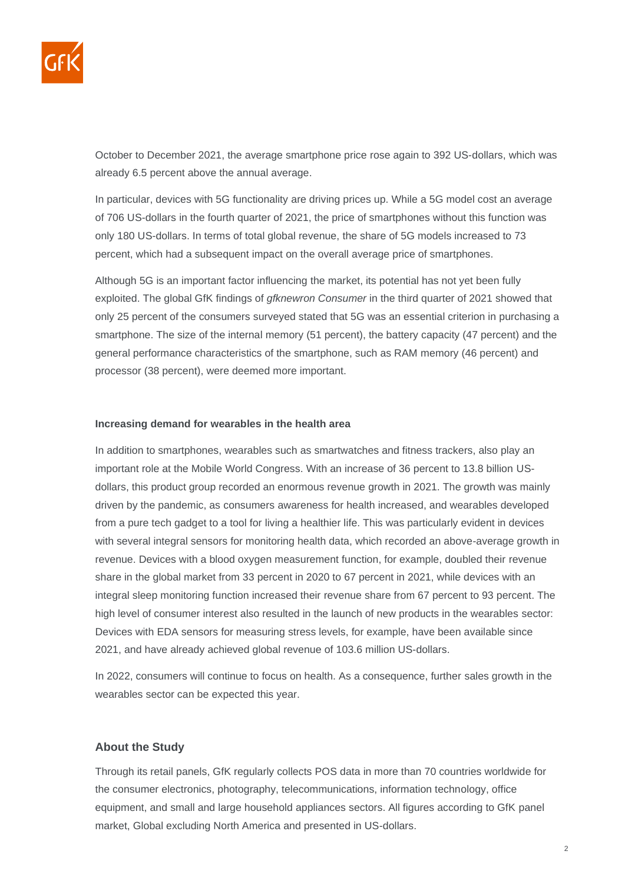October to December 2021, the average smartphone price rose again to 392 US-dollars, which was already 6.5 percent above the annual average.

In particular, devices with 5G functionality are driving prices up. While a 5G model cost an average of 706 US-dollars in the fourth quarter of 2021, the price of smartphones without this function was only 180 US-dollars. In terms of total global revenue, the share of 5G models increased to 73 percent, which had a subsequent impact on the overall average price of smartphones.

Although 5G is an important factor influencing the market, its potential has not yet been fully exploited. The global GfK findings of *gfknewron Consumer* in the third quarter of 2021 showed that only 25 percent of the consumers surveyed stated that 5G was an essential criterion in purchasing a smartphone. The size of the internal memory (51 percent), the battery capacity (47 percent) and the general performance characteristics of the smartphone, such as RAM memory (46 percent) and processor (38 percent), were deemed more important.

**Increasing demand for wearables in the health area**

In addition to smartphones, wearables such as smartwatches and fitness trackers, also play an important role at the Mobile World Congress. With an increase of 36 percent to 13.8 billion US-dollars, this product group recorded an enormous revenue growth in 2021. The growth was mainly driven by the pandemic, as consumers awareness for health increased, and wearables developed from a pure tech gadget to a tool for living a healthier life. This was particularly evident in devices with several integral sensors for monitoring health data, which recorded an above-average growth in revenue. Devices with a blood oxygen measurement function, for example, doubled their revenue share in the global market from 33 percent in 2020 to 67 percent in 2021, while devices with an integral sleep monitoring function increased their revenue share from 67 percent to 93 percent. The high level of consumer interest also resulted in the launch of new products in the wearables sector: Devices with EDA sensors for measuring stress levels, for example, have been available since 2021, and have already achieved global revenue of 103.6 million US-dollars.

In 2022, consumers will continue to focus on health. As a consequence, further sales growth in the wearables sector can be expected this year.

## About the Study

Through its retail panels, GfK regularly collects POS data in more than 70 countries worldwide for the consumer electronics, photography, telecommunications, information technology, office equipment, and small and large household appliances sectors. All figures according to GfK panel market, Global excluding North America and presented in US-dollars.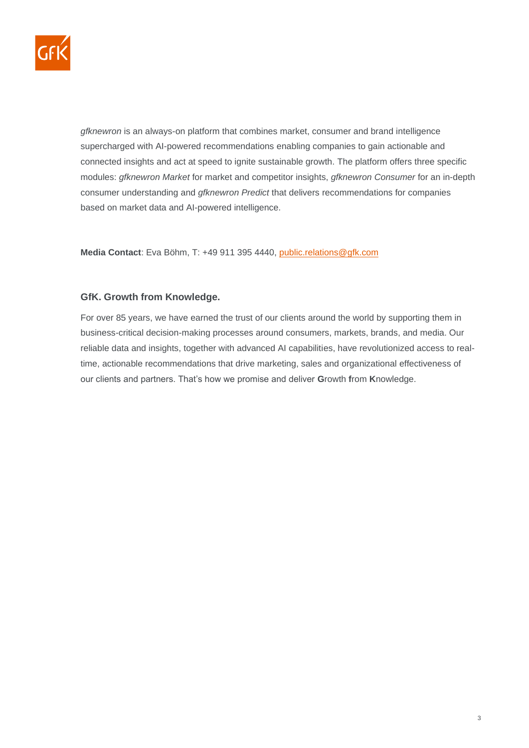*gfknewron* is an always-on platform that combines market, consumer and brand intelligence supercharged with AI-powered recommendations enabling companies to gain actionable and connected insights and act at speed to ignite sustainable growth. The platform offers three specific modules: *gfknewron Market* for market and competitor insights, *gfknewron Consumer* for an in-depth consumer understanding and *gfknewron Predict* that delivers recommendations for companies based on market data and AI-powered intelligence.

**Media Contact**: Eva Böhm, T: +49 911 395 4440, public.relations@gfk.com

### GfK. Growth from Knowledge.

For over 85 years, we have earned the trust of our clients around the world by supporting them in business-critical decision-making processes around consumers, markets, brands, and media. Our reliable data and insights, together with advanced AI capabilities, have revolutionized access to real-time, actionable recommendations that drive marketing, sales and organizational effectiveness of our clients and partners. That's how we promise and deliver **G**rowth **f**rom **K**nowledge.